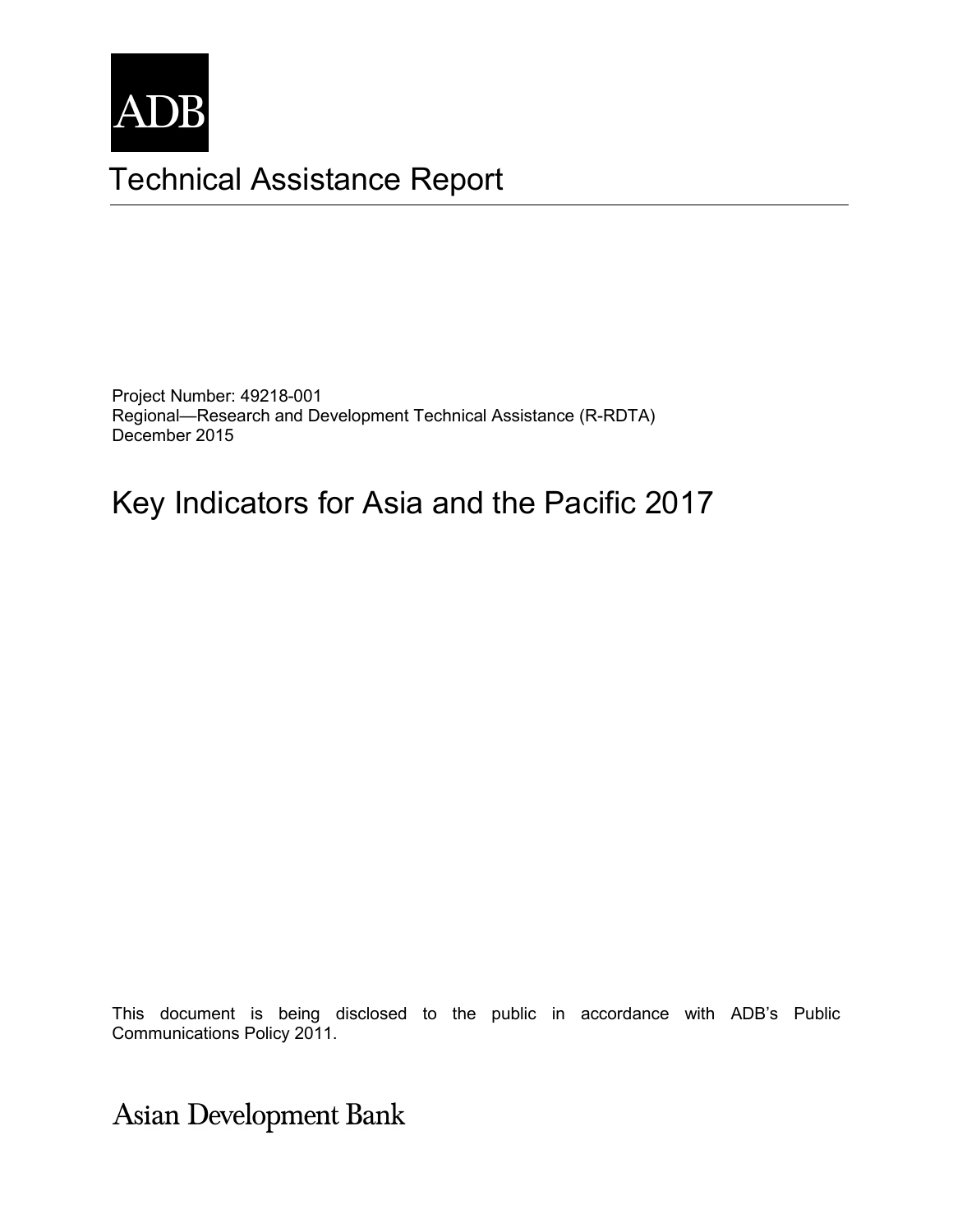ADB

# Technical Assistance Report

Project Number: 49218-001
Regional—Research and Development Technical Assistance (R-RDTA)
December 2015

## Key Indicators for Asia and the Pacific 2017

This document is being disclosed to the public in accordance with ADB's Public Communications Policy 2011.

Asian Development Bank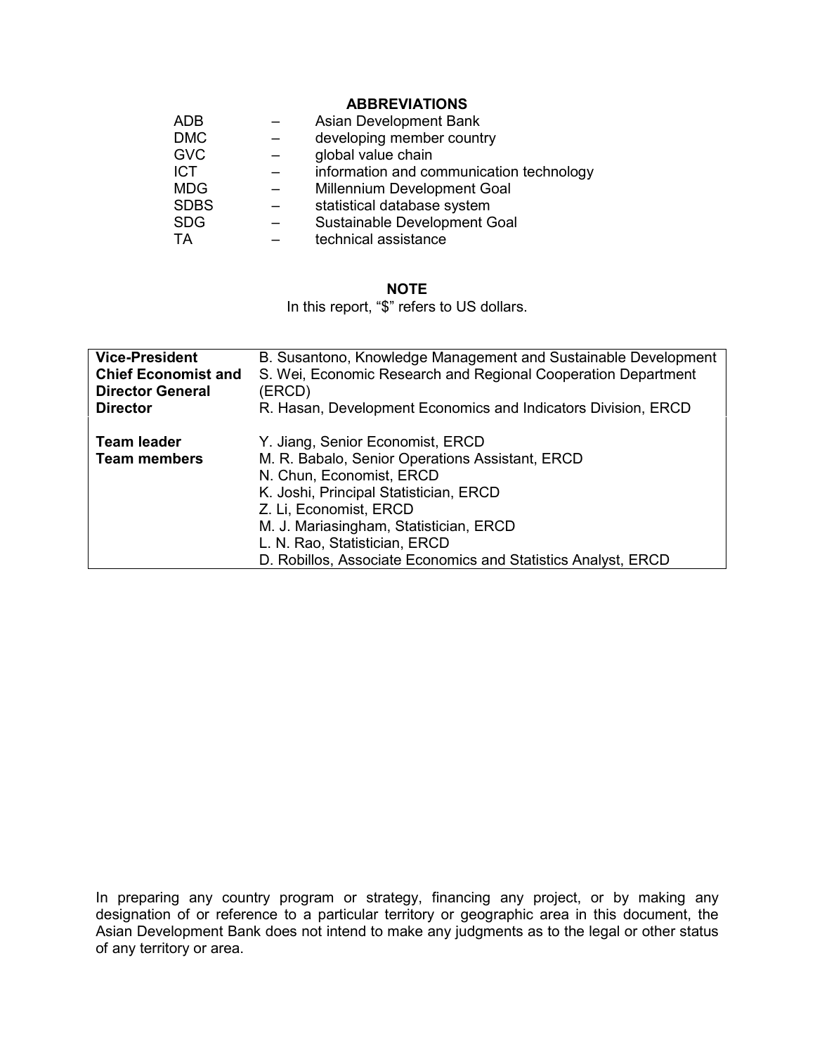## ABBREVIATIONS

| | | |
|---|---|---|
| ADB | – | Asian Development Bank |
| DMC | – | developing member country |
| GVC | – | global value chain |
| ICT | – | information and communication technology |
| MDG | – | Millennium Development Goal |
| SDBS | – | statistical database system |
| SDG | – | Sustainable Development Goal |
| TA | – | technical assistance |

## NOTE

In this report, "$" refers to US dollars.

| | |
|---|---|
| **Vice-President** | B. Susantono, Knowledge Management and Sustainable Development |
| **Chief Economist and Director General** | S. Wei, Economic Research and Regional Cooperation Department (ERCD) |
| **Director** | R. Hasan, Development Economics and Indicators Division, ERCD |
| | |
| **Team leader** | Y. Jiang, Senior Economist, ERCD |
| **Team members** | M. R. Babalo, Senior Operations Assistant, ERCD |
| | N. Chun, Economist, ERCD |
| | K. Joshi, Principal Statistician, ERCD |
| | Z. Li, Economist, ERCD |
| | M. J. Mariasingham, Statistician, ERCD |
| | L. N. Rao, Statistician, ERCD |
| | D. Robillos, Associate Economics and Statistics Analyst, ERCD |

In preparing any country program or strategy, financing any project, or by making any designation of or reference to a particular territory or geographic area in this document, the Asian Development Bank does not intend to make any judgments as to the legal or other status of any territory or area.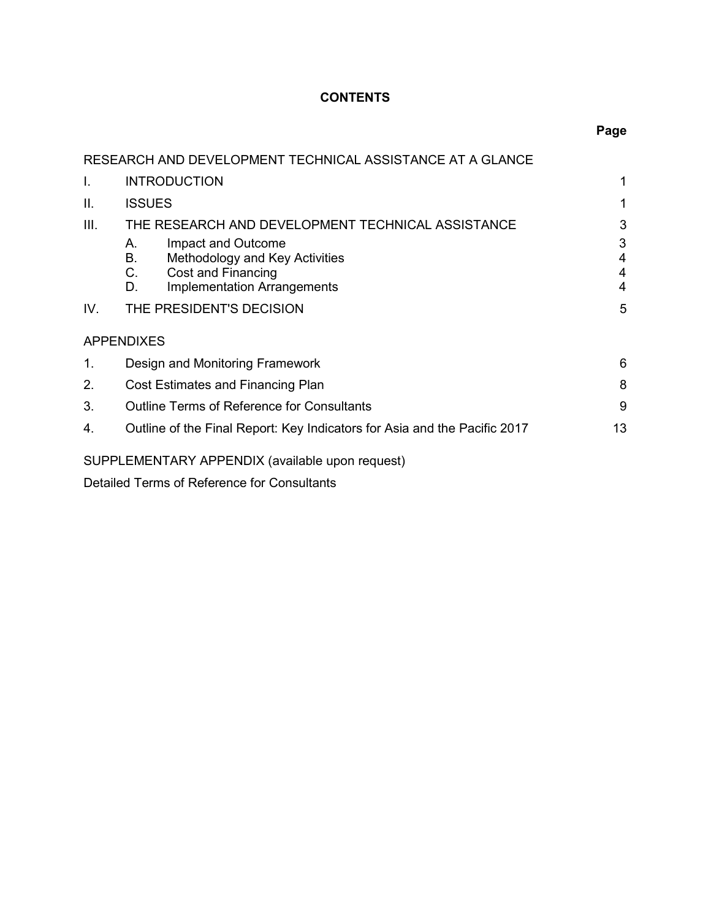# CONTENTS

| | | Page |
|---|---|---|
| RESEARCH AND DEVELOPMENT TECHNICAL ASSISTANCE AT A GLANCE | | |
| I. | INTRODUCTION | 1 |
| II. | ISSUES | 1 |
| III. | THE RESEARCH AND DEVELOPMENT TECHNICAL ASSISTANCE | 3 |
| | A. Impact and Outcome | 3 |
| | B. Methodology and Key Activities | 4 |
| | C. Cost and Financing | 4 |
| | D. Implementation Arrangements | 4 |
| IV. | THE PRESIDENT'S DECISION | 5 |

APPENDIXES

| | | |
|---|---|---|
| 1. | Design and Monitoring Framework | 6 |
| 2. | Cost Estimates and Financing Plan | 8 |
| 3. | Outline Terms of Reference for Consultants | 9 |
| 4. | Outline of the Final Report: Key Indicators for Asia and the Pacific 2017 | 13 |

SUPPLEMENTARY APPENDIX (available upon request)

Detailed Terms of Reference for Consultants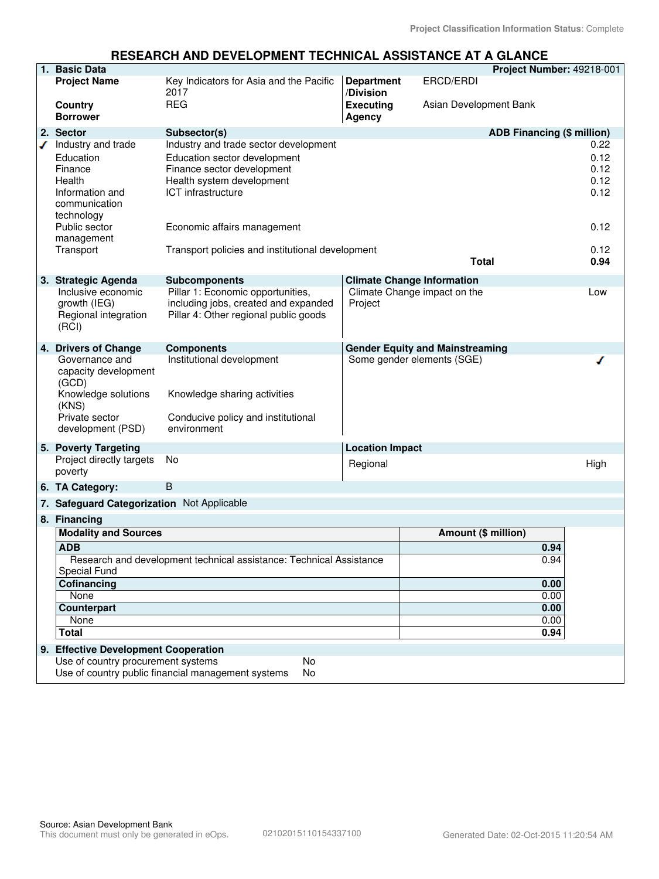Project Classification Information Status: Complete

# RESEARCH AND DEVELOPMENT TECHNICAL ASSISTANCE AT A GLANCE

**1. Basic Data** — **Project Number:** 49218-001

| | | | |
|---|---|---|---|
| **Project Name** | Key Indicators for Asia and the Pacific 2017 | **Department /Division** | ERCD/ERDI |
| **Country** | REG | **Executing Agency** | Asian Development Bank |
| **Borrower** | | | |

**2. Sector**

| Sector | Subsector(s) | ADB Financing ($ million) |
|---|---|---|
| ✓ Industry and trade | Industry and trade sector development | 0.22 |
| Education | Education sector development | 0.12 |
| Finance | Finance sector development | 0.12 |
| Health | Health system development | 0.12 |
| Information and communication technology | ICT infrastructure | 0.12 |
| Public sector management | Economic affairs management | 0.12 |
| Transport | Transport policies and institutional development | 0.12 |
| | **Total** | **0.94** |

**3. Strategic Agenda**

| Strategic Agenda | Subcomponents |
|---|---|
| Inclusive economic growth (IEG) | Pillar 1: Economic opportunities, including jobs, created and expanded |
| Regional integration (RCI) | Pillar 4: Other regional public goods |

**Climate Change Information**

| | |
|---|---|
| Climate Change impact on the Project | Low |

**4. Drivers of Change**

| Drivers of Change | Components |
|---|---|
| Governance and capacity development (GCD) | Institutional development |
| Knowledge solutions (KNS) | Knowledge sharing activities |
| Private sector development (PSD) | Conducive policy and institutional environment |

**Gender Equity and Mainstreaming**

| | |
|---|---|
| Some gender elements (SGE) | ✓ |

**5. Poverty Targeting**

| | |
|---|---|
| Project directly targets poverty | No |

**Location Impact**

| | |
|---|---|
| Regional | High |

**6. TA Category:** B

**7. Safeguard Categorization** Not Applicable

**8. Financing**

| Modality and Sources | Amount ($ million) |
|---|---|
| **ADB** | **0.94** |
| Research and development technical assistance: Technical Assistance Special Fund | 0.94 |
| **Cofinancing** | **0.00** |
| None | 0.00 |
| **Counterpart** | **0.00** |
| None | 0.00 |
| **Total** | **0.94** |

**9. Effective Development Cooperation**

| | |
|---|---|
| Use of country procurement systems | No |
| Use of country public financial management systems | No |

Source: Asian Development Bank
This document must only be generated in eOps. 02102015110154337100 Generated Date: 02-Oct-2015 11:20:54 AM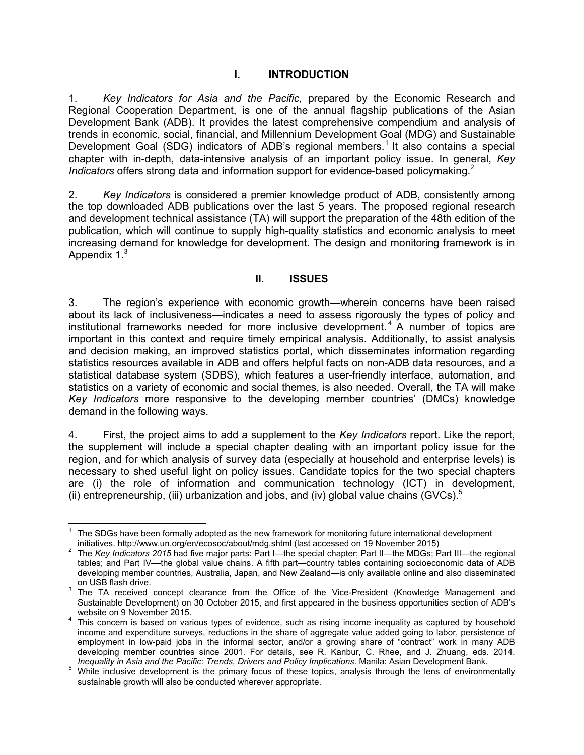# I. INTRODUCTION

1. *Key Indicators for Asia and the Pacific*, prepared by the Economic Research and Regional Cooperation Department, is one of the annual flagship publications of the Asian Development Bank (ADB). It provides the latest comprehensive compendium and analysis of trends in economic, social, financial, and Millennium Development Goal (MDG) and Sustainable Development Goal (SDG) indicators of ADB's regional members.[1] It also contains a special chapter with in-depth, data-intensive analysis of an important policy issue. In general, *Key Indicators* offers strong data and information support for evidence-based policymaking.[2]

2. *Key Indicators* is considered a premier knowledge product of ADB, consistently among the top downloaded ADB publications over the last 5 years. The proposed regional research and development technical assistance (TA) will support the preparation of the 48th edition of the publication, which will continue to supply high-quality statistics and economic analysis to meet increasing demand for knowledge for development. The design and monitoring framework is in Appendix 1.[3]

# II. ISSUES

3. The region's experience with economic growth—wherein concerns have been raised about its lack of inclusiveness—indicates a need to assess rigorously the types of policy and institutional frameworks needed for more inclusive development.[4] A number of topics are important in this context and require timely empirical analysis. Additionally, to assist analysis and decision making, an improved statistics portal, which disseminates information regarding statistics resources available in ADB and offers helpful facts on non-ADB data resources, and a statistical database system (SDBS), which features a user-friendly interface, automation, and statistics on a variety of economic and social themes, is also needed. Overall, the TA will make *Key Indicators* more responsive to the developing member countries' (DMCs) knowledge demand in the following ways.

4. First, the project aims to add a supplement to the *Key Indicators* report. Like the report, the supplement will include a special chapter dealing with an important policy issue for the region, and for which analysis of survey data (especially at household and enterprise levels) is necessary to shed useful light on policy issues. Candidate topics for the two special chapters are (i) the role of information and communication technology (ICT) in development, (ii) entrepreneurship, (iii) urbanization and jobs, and (iv) global value chains (GVCs).[5]

---

[1] The SDGs have been formally adopted as the new framework for monitoring future international development initiatives. http://www.un.org/en/ecosoc/about/mdg.shtml (last accessed on 19 November 2015)

[2] The *Key Indicators 2015* had five major parts: Part I—the special chapter; Part II—the MDGs; Part III—the regional tables; and Part IV—the global value chains. A fifth part—country tables containing socioeconomic data of ADB developing member countries, Australia, Japan, and New Zealand—is only available online and also disseminated on USB flash drive.

[3] The TA received concept clearance from the Office of the Vice-President (Knowledge Management and Sustainable Development) on 30 October 2015, and first appeared in the business opportunities section of ADB's website on 9 November 2015.

[4] This concern is based on various types of evidence, such as rising income inequality as captured by household income and expenditure surveys, reductions in the share of aggregate value added going to labor, persistence of employment in low-paid jobs in the informal sector, and/or a growing share of "contract" work in many ADB developing member countries since 2001. For details, see R. Kanbur, C. Rhee, and J. Zhuang, eds. 2014. *Inequality in Asia and the Pacific: Trends, Drivers and Policy Implications.* Manila: Asian Development Bank.

[5] While inclusive development is the primary focus of these topics, analysis through the lens of environmentally sustainable growth will also be conducted wherever appropriate.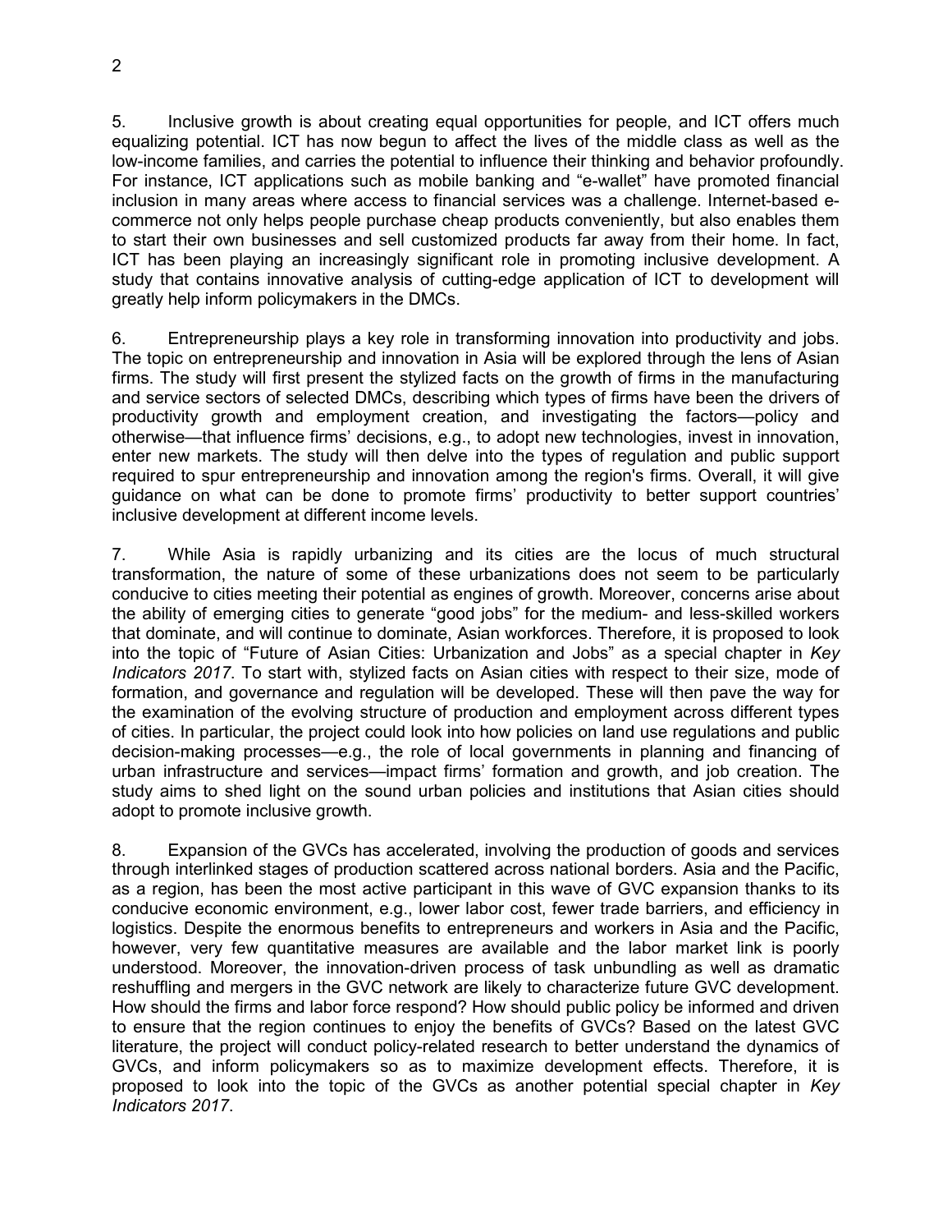5. Inclusive growth is about creating equal opportunities for people, and ICT offers much equalizing potential. ICT has now begun to affect the lives of the middle class as well as the low-income families, and carries the potential to influence their thinking and behavior profoundly. For instance, ICT applications such as mobile banking and "e-wallet" have promoted financial inclusion in many areas where access to financial services was a challenge. Internet-based e-commerce not only helps people purchase cheap products conveniently, but also enables them to start their own businesses and sell customized products far away from their home. In fact, ICT has been playing an increasingly significant role in promoting inclusive development. A study that contains innovative analysis of cutting-edge application of ICT to development will greatly help inform policymakers in the DMCs.

6. Entrepreneurship plays a key role in transforming innovation into productivity and jobs. The topic on entrepreneurship and innovation in Asia will be explored through the lens of Asian firms. The study will first present the stylized facts on the growth of firms in the manufacturing and service sectors of selected DMCs, describing which types of firms have been the drivers of productivity growth and employment creation, and investigating the factors—policy and otherwise—that influence firms' decisions, e.g., to adopt new technologies, invest in innovation, enter new markets. The study will then delve into the types of regulation and public support required to spur entrepreneurship and innovation among the region's firms. Overall, it will give guidance on what can be done to promote firms' productivity to better support countries' inclusive development at different income levels.

7. While Asia is rapidly urbanizing and its cities are the locus of much structural transformation, the nature of some of these urbanizations does not seem to be particularly conducive to cities meeting their potential as engines of growth. Moreover, concerns arise about the ability of emerging cities to generate "good jobs" for the medium- and less-skilled workers that dominate, and will continue to dominate, Asian workforces. Therefore, it is proposed to look into the topic of "Future of Asian Cities: Urbanization and Jobs" as a special chapter in *Key Indicators 2017*. To start with, stylized facts on Asian cities with respect to their size, mode of formation, and governance and regulation will be developed. These will then pave the way for the examination of the evolving structure of production and employment across different types of cities. In particular, the project could look into how policies on land use regulations and public decision-making processes—e.g., the role of local governments in planning and financing of urban infrastructure and services—impact firms' formation and growth, and job creation. The study aims to shed light on the sound urban policies and institutions that Asian cities should adopt to promote inclusive growth.

8. Expansion of the GVCs has accelerated, involving the production of goods and services through interlinked stages of production scattered across national borders. Asia and the Pacific, as a region, has been the most active participant in this wave of GVC expansion thanks to its conducive economic environment, e.g., lower labor cost, fewer trade barriers, and efficiency in logistics. Despite the enormous benefits to entrepreneurs and workers in Asia and the Pacific, however, very few quantitative measures are available and the labor market link is poorly understood. Moreover, the innovation-driven process of task unbundling as well as dramatic reshuffling and mergers in the GVC network are likely to characterize future GVC development. How should the firms and labor force respond? How should public policy be informed and driven to ensure that the region continues to enjoy the benefits of GVCs? Based on the latest GVC literature, the project will conduct policy-related research to better understand the dynamics of GVCs, and inform policymakers so as to maximize development effects. Therefore, it is proposed to look into the topic of the GVCs as another potential special chapter in *Key Indicators 2017*.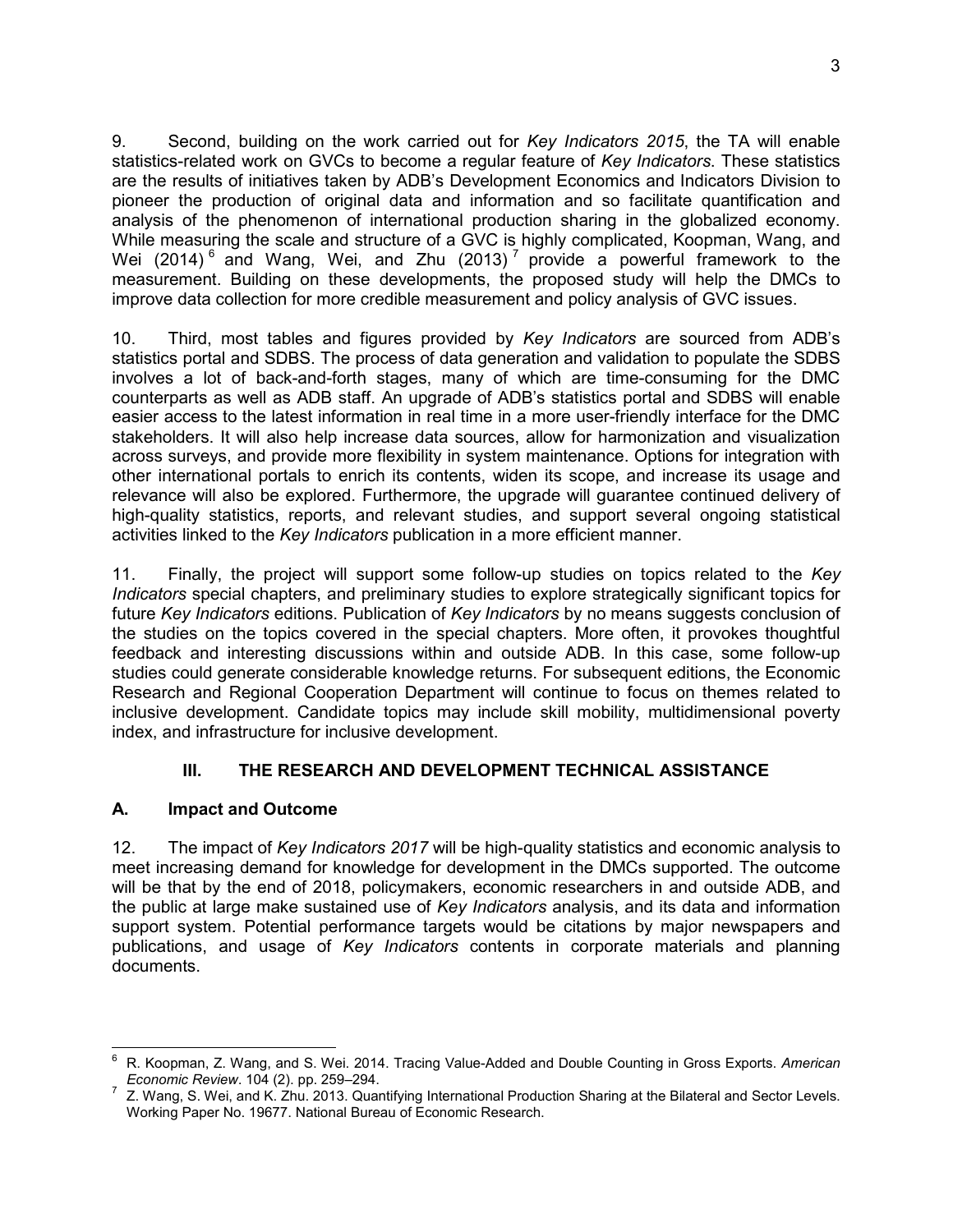9. Second, building on the work carried out for *Key Indicators 2015*, the TA will enable statistics-related work on GVCs to become a regular feature of *Key Indicators*. These statistics are the results of initiatives taken by ADB's Development Economics and Indicators Division to pioneer the production of original data and information and so facilitate quantification and analysis of the phenomenon of international production sharing in the globalized economy. While measuring the scale and structure of a GVC is highly complicated, Koopman, Wang, and Wei (2014)[6] and Wang, Wei, and Zhu (2013)[7] provide a powerful framework to the measurement. Building on these developments, the proposed study will help the DMCs to improve data collection for more credible measurement and policy analysis of GVC issues.

10. Third, most tables and figures provided by *Key Indicators* are sourced from ADB's statistics portal and SDBS. The process of data generation and validation to populate the SDBS involves a lot of back-and-forth stages, many of which are time-consuming for the DMC counterparts as well as ADB staff. An upgrade of ADB's statistics portal and SDBS will enable easier access to the latest information in real time in a more user-friendly interface for the DMC stakeholders. It will also help increase data sources, allow for harmonization and visualization across surveys, and provide more flexibility in system maintenance. Options for integration with other international portals to enrich its contents, widen its scope, and increase its usage and relevance will also be explored. Furthermore, the upgrade will guarantee continued delivery of high-quality statistics, reports, and relevant studies, and support several ongoing statistical activities linked to the *Key Indicators* publication in a more efficient manner.

11. Finally, the project will support some follow-up studies on topics related to the *Key Indicators* special chapters, and preliminary studies to explore strategically significant topics for future *Key Indicators* editions. Publication of *Key Indicators* by no means suggests conclusion of the studies on the topics covered in the special chapters. More often, it provokes thoughtful feedback and interesting discussions within and outside ADB. In this case, some follow-up studies could generate considerable knowledge returns. For subsequent editions, the Economic Research and Regional Cooperation Department will continue to focus on themes related to inclusive development. Candidate topics may include skill mobility, multidimensional poverty index, and infrastructure for inclusive development.

## III. THE RESEARCH AND DEVELOPMENT TECHNICAL ASSISTANCE

### A. Impact and Outcome

12. The impact of *Key Indicators 2017* will be high-quality statistics and economic analysis to meet increasing demand for knowledge for development in the DMCs supported. The outcome will be that by the end of 2018, policymakers, economic researchers in and outside ADB, and the public at large make sustained use of *Key Indicators* analysis, and its data and information support system. Potential performance targets would be citations by major newspapers and publications, and usage of *Key Indicators* contents in corporate materials and planning documents.

---

[6] R. Koopman, Z. Wang, and S. Wei. 2014. Tracing Value-Added and Double Counting in Gross Exports. *American Economic Review*. 104 (2). pp. 259–294.

[7] Z. Wang, S. Wei, and K. Zhu. 2013. Quantifying International Production Sharing at the Bilateral and Sector Levels. Working Paper No. 19677. National Bureau of Economic Research.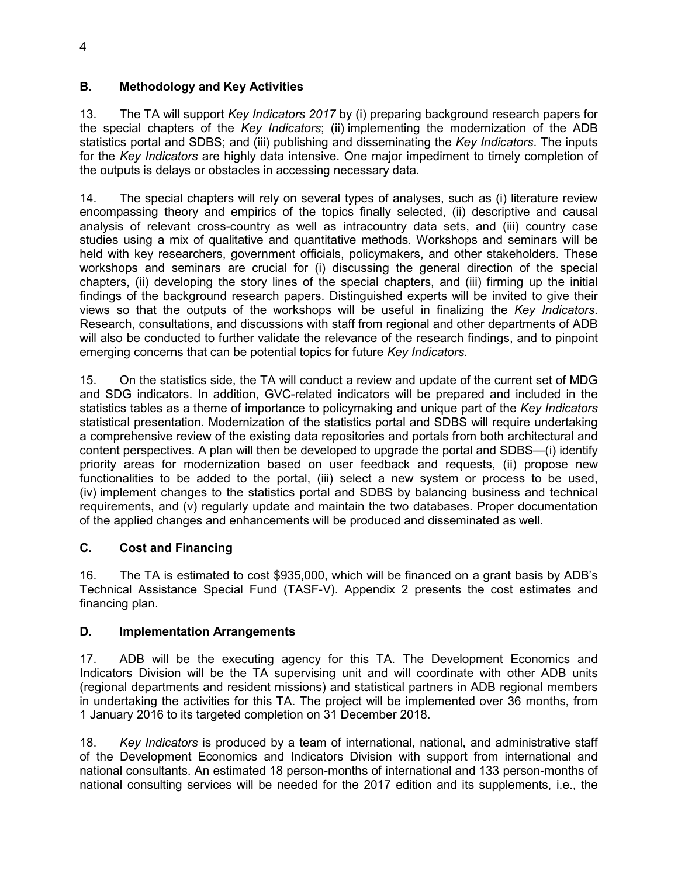### B. Methodology and Key Activities

13. The TA will support *Key Indicators 2017* by (i) preparing background research papers for the special chapters of the *Key Indicators*; (ii) implementing the modernization of the ADB statistics portal and SDBS; and (iii) publishing and disseminating the *Key Indicators*. The inputs for the *Key Indicators* are highly data intensive. One major impediment to timely completion of the outputs is delays or obstacles in accessing necessary data.

14. The special chapters will rely on several types of analyses, such as (i) literature review encompassing theory and empirics of the topics finally selected, (ii) descriptive and causal analysis of relevant cross-country as well as intracountry data sets, and (iii) country case studies using a mix of qualitative and quantitative methods. Workshops and seminars will be held with key researchers, government officials, policymakers, and other stakeholders. These workshops and seminars are crucial for (i) discussing the general direction of the special chapters, (ii) developing the story lines of the special chapters, and (iii) firming up the initial findings of the background research papers. Distinguished experts will be invited to give their views so that the outputs of the workshops will be useful in finalizing the *Key Indicators*. Research, consultations, and discussions with staff from regional and other departments of ADB will also be conducted to further validate the relevance of the research findings, and to pinpoint emerging concerns that can be potential topics for future *Key Indicators*.

15. On the statistics side, the TA will conduct a review and update of the current set of MDG and SDG indicators. In addition, GVC-related indicators will be prepared and included in the statistics tables as a theme of importance to policymaking and unique part of the *Key Indicators* statistical presentation. Modernization of the statistics portal and SDBS will require undertaking a comprehensive review of the existing data repositories and portals from both architectural and content perspectives. A plan will then be developed to upgrade the portal and SDBS—(i) identify priority areas for modernization based on user feedback and requests, (ii) propose new functionalities to be added to the portal, (iii) select a new system or process to be used, (iv) implement changes to the statistics portal and SDBS by balancing business and technical requirements, and (v) regularly update and maintain the two databases. Proper documentation of the applied changes and enhancements will be produced and disseminated as well.

### C. Cost and Financing

16. The TA is estimated to cost $935,000, which will be financed on a grant basis by ADB's Technical Assistance Special Fund (TASF-V). Appendix 2 presents the cost estimates and financing plan.

### D. Implementation Arrangements

17. ADB will be the executing agency for this TA. The Development Economics and Indicators Division will be the TA supervising unit and will coordinate with other ADB units (regional departments and resident missions) and statistical partners in ADB regional members in undertaking the activities for this TA. The project will be implemented over 36 months, from 1 January 2016 to its targeted completion on 31 December 2018.

18. *Key Indicators* is produced by a team of international, national, and administrative staff of the Development Economics and Indicators Division with support from international and national consultants. An estimated 18 person-months of international and 133 person-months of national consulting services will be needed for the 2017 edition and its supplements, i.e., the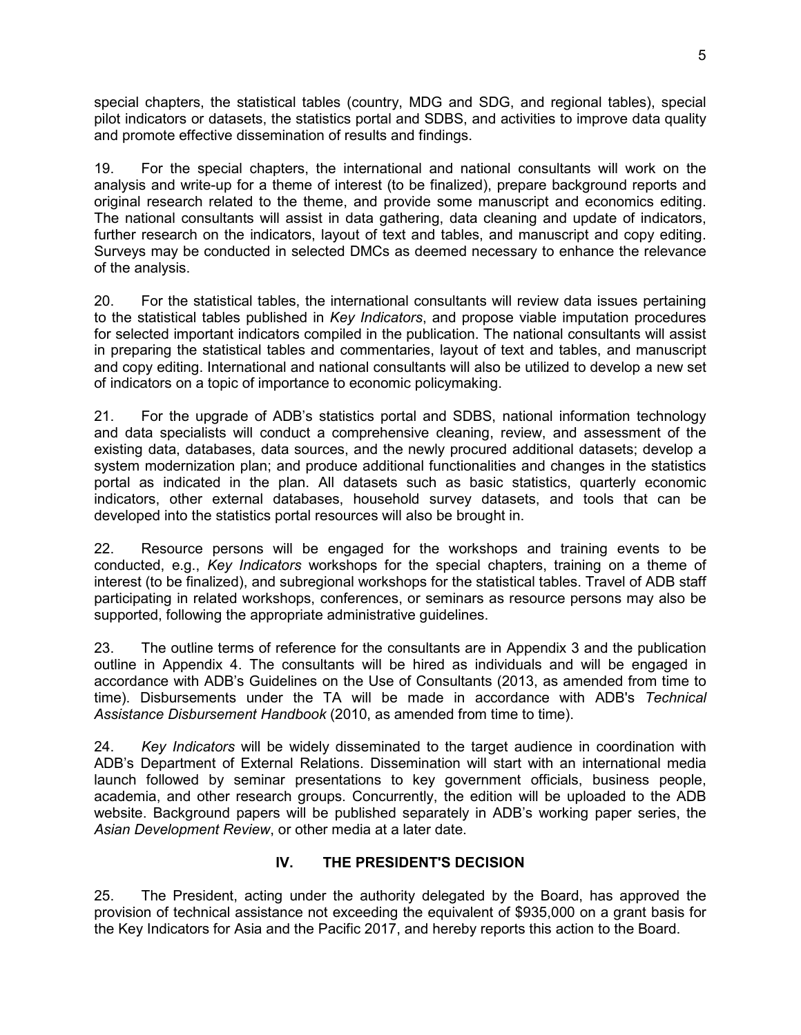special chapters, the statistical tables (country, MDG and SDG, and regional tables), special pilot indicators or datasets, the statistics portal and SDBS, and activities to improve data quality and promote effective dissemination of results and findings.

19. For the special chapters, the international and national consultants will work on the analysis and write-up for a theme of interest (to be finalized), prepare background reports and original research related to the theme, and provide some manuscript and economics editing. The national consultants will assist in data gathering, data cleaning and update of indicators, further research on the indicators, layout of text and tables, and manuscript and copy editing. Surveys may be conducted in selected DMCs as deemed necessary to enhance the relevance of the analysis.

20. For the statistical tables, the international consultants will review data issues pertaining to the statistical tables published in *Key Indicators*, and propose viable imputation procedures for selected important indicators compiled in the publication. The national consultants will assist in preparing the statistical tables and commentaries, layout of text and tables, and manuscript and copy editing. International and national consultants will also be utilized to develop a new set of indicators on a topic of importance to economic policymaking.

21. For the upgrade of ADB's statistics portal and SDBS, national information technology and data specialists will conduct a comprehensive cleaning, review, and assessment of the existing data, databases, data sources, and the newly procured additional datasets; develop a system modernization plan; and produce additional functionalities and changes in the statistics portal as indicated in the plan. All datasets such as basic statistics, quarterly economic indicators, other external databases, household survey datasets, and tools that can be developed into the statistics portal resources will also be brought in.

22. Resource persons will be engaged for the workshops and training events to be conducted, e.g., *Key Indicators* workshops for the special chapters, training on a theme of interest (to be finalized), and subregional workshops for the statistical tables. Travel of ADB staff participating in related workshops, conferences, or seminars as resource persons may also be supported, following the appropriate administrative guidelines.

23. The outline terms of reference for the consultants are in Appendix 3 and the publication outline in Appendix 4. The consultants will be hired as individuals and will be engaged in accordance with ADB's Guidelines on the Use of Consultants (2013, as amended from time to time). Disbursements under the TA will be made in accordance with ADB's *Technical Assistance Disbursement Handbook* (2010, as amended from time to time).

24. *Key Indicators* will be widely disseminated to the target audience in coordination with ADB's Department of External Relations. Dissemination will start with an international media launch followed by seminar presentations to key government officials, business people, academia, and other research groups. Concurrently, the edition will be uploaded to the ADB website. Background papers will be published separately in ADB's working paper series, the *Asian Development Review*, or other media at a later date.

## IV. THE PRESIDENT'S DECISION

25. The President, acting under the authority delegated by the Board, has approved the provision of technical assistance not exceeding the equivalent of $935,000 on a grant basis for the Key Indicators for Asia and the Pacific 2017, and hereby reports this action to the Board.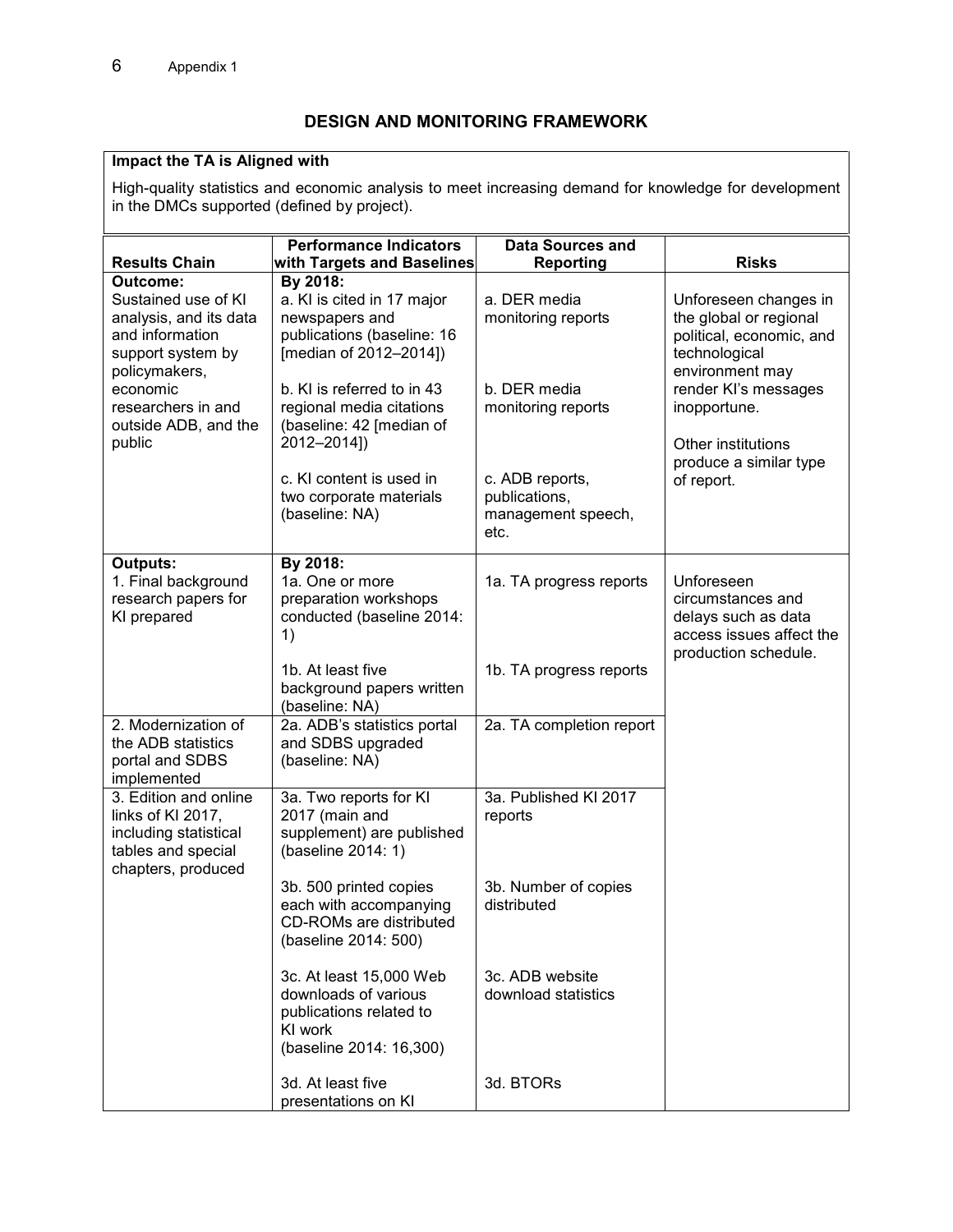## DESIGN AND MONITORING FRAMEWORK

| Impact the TA is Aligned with |
|---|
| High-quality statistics and economic analysis to meet increasing demand for knowledge for development in the DMCs supported (defined by project). |

| Results Chain | Performance Indicators with Targets and Baselines | Data Sources and Reporting | Risks |
|---|---|---|---|
| **Outcome:**<br>Sustained use of KI analysis, and its data and information support system by policymakers, economic researchers in and outside ADB, and the public | **By 2018:**<br>a. KI is cited in 17 major newspapers and publications (baseline: 16 [median of 2012–2014])<br><br>b. KI is referred to in 43 regional media citations (baseline: 42 [median of 2012–2014])<br><br>c. KI content is used in two corporate materials (baseline: NA) | a. DER media monitoring reports<br><br>b. DER media monitoring reports<br><br>c. ADB reports, publications, management speech, etc. | Unforeseen changes in the global or regional political, economic, and technological environment may render KI's messages inopportune.<br><br>Other institutions produce a similar type of report. |
| **Outputs:**<br>1. Final background research papers for KI prepared | **By 2018:**<br>1a. One or more preparation workshops conducted (baseline 2014: 1)<br><br>1b. At least five background papers written (baseline: NA) | 1a. TA progress reports<br><br>1b. TA progress reports | Unforeseen circumstances and delays such as data access issues affect the production schedule. |
| 2. Modernization of the ADB statistics portal and SDBS implemented | 2a. ADB's statistics portal and SDBS upgraded (baseline: NA) | 2a. TA completion report | |
| 3. Edition and online links of KI 2017, including statistical tables and special chapters, produced | 3a. Two reports for KI 2017 (main and supplement) are published (baseline 2014: 1)<br><br>3b. 500 printed copies each with accompanying CD-ROMs are distributed (baseline 2014: 500)<br><br>3c. At least 15,000 Web downloads of various publications related to KI work (baseline 2014: 16,300)<br><br>3d. At least five presentations on KI | 3a. Published KI 2017 reports<br><br>3b. Number of copies distributed<br><br>3c. ADB website download statistics<br><br>3d. BTORs | |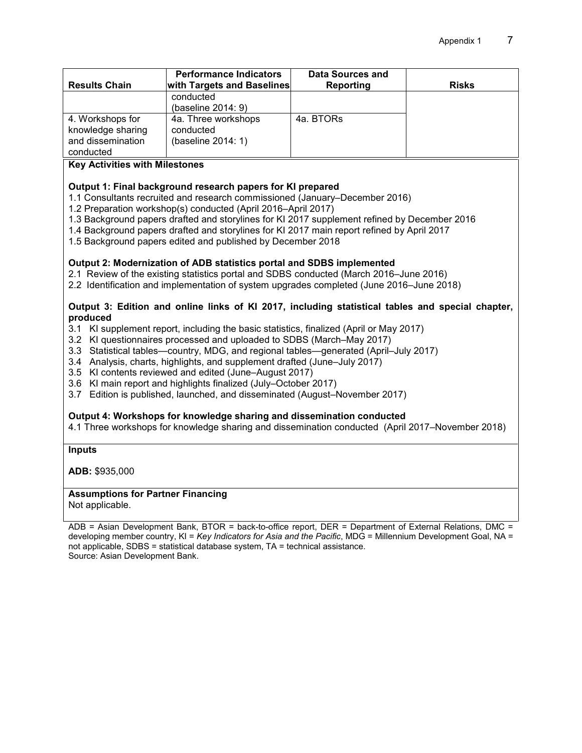| Results Chain | Performance Indicators with Targets and Baselines | Data Sources and Reporting | Risks |
|---|---|---|---|
| | conducted (baseline 2014: 9) | | |
| 4. Workshops for knowledge sharing and dissemination conducted | 4a. Three workshops conducted (baseline 2014: 1) | 4a. BTORs | |

**Key Activities with Milestones**

**Output 1: Final background research papers for KI prepared**

1.1 Consultants recruited and research commissioned (January–December 2016)
1.2 Preparation workshop(s) conducted (April 2016–April 2017)
1.3 Background papers drafted and storylines for KI 2017 supplement refined by December 2016
1.4 Background papers drafted and storylines for KI 2017 main report refined by April 2017
1.5 Background papers edited and published by December 2018

**Output 2: Modernization of ADB statistics portal and SDBS implemented**

2.1 Review of the existing statistics portal and SDBS conducted (March 2016–June 2016)
2.2 Identification and implementation of system upgrades completed (June 2016–June 2018)

**Output 3: Edition and online links of KI 2017, including statistical tables and special chapter, produced**

3.1 KI supplement report, including the basic statistics, finalized (April or May 2017)
3.2 KI questionnaires processed and uploaded to SDBS (March–May 2017)
3.3 Statistical tables—country, MDG, and regional tables—generated (April–July 2017)
3.4 Analysis, charts, highlights, and supplement drafted (June–July 2017)
3.5 KI contents reviewed and edited (June–August 2017)
3.6 KI main report and highlights finalized (July–October 2017)
3.7 Edition is published, launched, and disseminated (August–November 2017)

**Output 4: Workshops for knowledge sharing and dissemination conducted**

4.1 Three workshops for knowledge sharing and dissemination conducted (April 2017–November 2018)

**Inputs**

**ADB:** $935,000

**Assumptions for Partner Financing**

Not applicable.

ADB = Asian Development Bank, BTOR = back-to-office report, DER = Department of External Relations, DMC = developing member country, KI = *Key Indicators for Asia and the Pacific*, MDG = Millennium Development Goal, NA = not applicable, SDBS = statistical database system, TA = technical assistance.
Source: Asian Development Bank.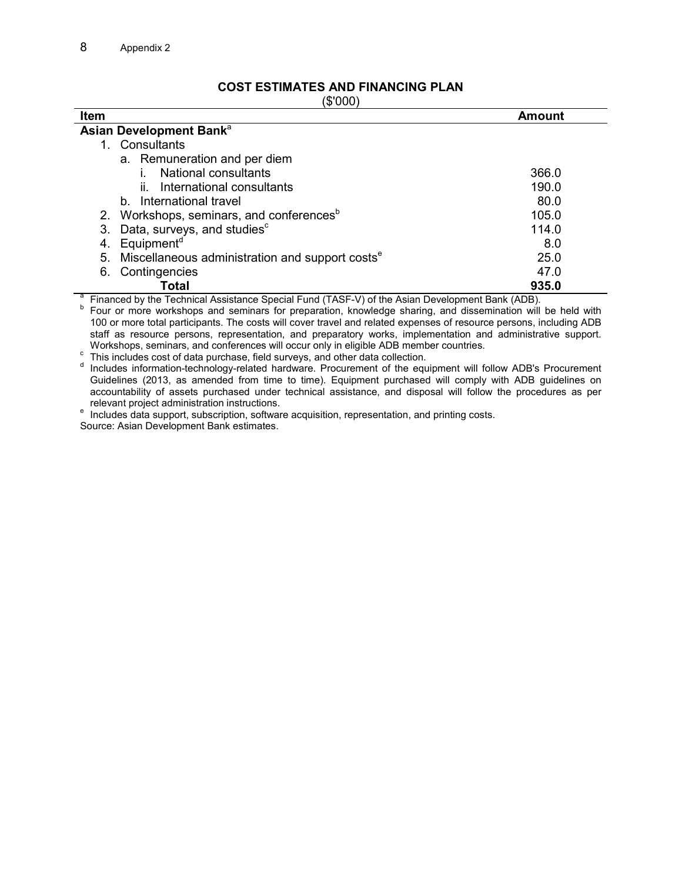## COST ESTIMATES AND FINANCING PLAN

($'000)

| Item | Amount |
|---|---|
| **Asian Development Bank**[a] | |
| 1. Consultants | |
| a. Remuneration and per diem | |
| i. National consultants | 366.0 |
| ii. International consultants | 190.0 |
| b. International travel | 80.0 |
| 2. Workshops, seminars, and conferences[b] | 105.0 |
| 3. Data, surveys, and studies[c] | 114.0 |
| 4. Equipment[d] | 8.0 |
| 5. Miscellaneous administration and support costs[e] | 25.0 |
| 6. Contingencies | 47.0 |
| **Total** | **935.0** |

[a] Financed by the Technical Assistance Special Fund (TASF-V) of the Asian Development Bank (ADB).

[b] Four or more workshops and seminars for preparation, knowledge sharing, and dissemination will be held with 100 or more total participants. The costs will cover travel and related expenses of resource persons, including ADB staff as resource persons, representation, and preparatory works, implementation and administrative support. Workshops, seminars, and conferences will occur only in eligible ADB member countries.

[c] This includes cost of data purchase, field surveys, and other data collection.

[d] Includes information-technology-related hardware. Procurement of the equipment will follow ADB's Procurement Guidelines (2013, as amended from time to time). Equipment purchased will comply with ADB guidelines on accountability of assets purchased under technical assistance, and disposal will follow the procedures as per relevant project administration instructions.

[e] Includes data support, subscription, software acquisition, representation, and printing costs.

Source: Asian Development Bank estimates.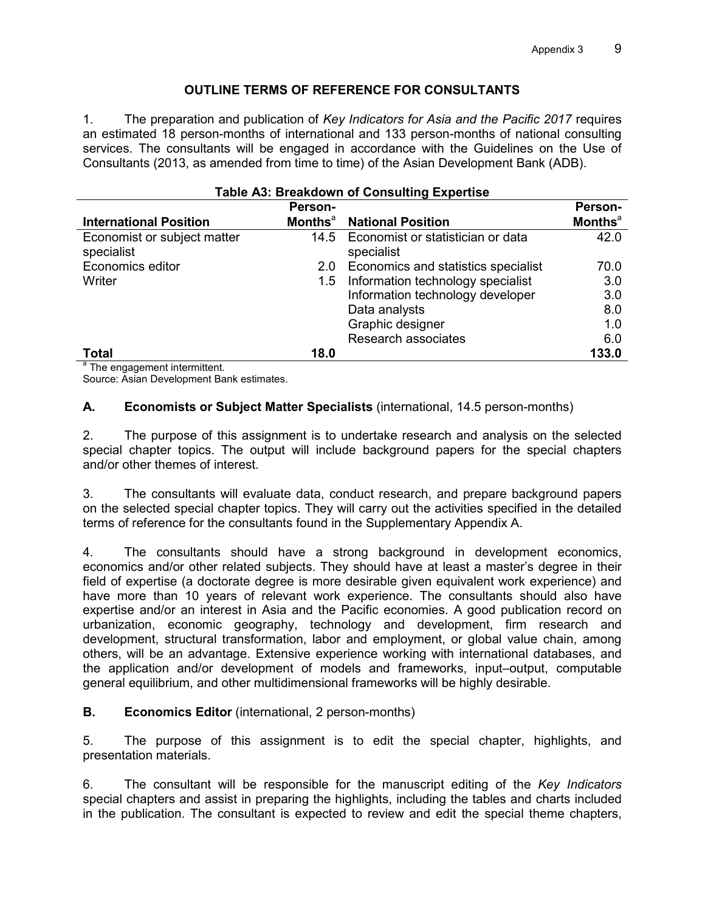## OUTLINE TERMS OF REFERENCE FOR CONSULTANTS

1. The preparation and publication of *Key Indicators for Asia and the Pacific 2017* requires an estimated 18 person-months of international and 133 person-months of national consulting services. The consultants will be engaged in accordance with the Guidelines on the Use of Consultants (2013, as amended from time to time) of the Asian Development Bank (ADB).

**Table A3: Breakdown of Consulting Expertise**

| International Position | Person-Months[a] | National Position | Person-Months[a] |
|---|---|---|---|
| Economist or subject matter specialist | 14.5 | Economist or statistician or data specialist | 42.0 |
| Economics editor | 2.0 | Economics and statistics specialist | 70.0 |
| Writer | 1.5 | Information technology specialist | 3.0 |
| | | Information technology developer | 3.0 |
| | | Data analysts | 8.0 |
| | | Graphic designer | 1.0 |
| | | Research associates | 6.0 |
| **Total** | **18.0** | | **133.0** |

[a] The engagement intermittent.

Source: Asian Development Bank estimates.

### A. Economists or Subject Matter Specialists (international, 14.5 person-months)

2. The purpose of this assignment is to undertake research and analysis on the selected special chapter topics. The output will include background papers for the special chapters and/or other themes of interest.

3. The consultants will evaluate data, conduct research, and prepare background papers on the selected special chapter topics. They will carry out the activities specified in the detailed terms of reference for the consultants found in the Supplementary Appendix A.

4. The consultants should have a strong background in development economics, economics and/or other related subjects. They should have at least a master's degree in their field of expertise (a doctorate degree is more desirable given equivalent work experience) and have more than 10 years of relevant work experience. The consultants should also have expertise and/or an interest in Asia and the Pacific economies. A good publication record on urbanization, economic geography, technology and development, firm research and development, structural transformation, labor and employment, or global value chain, among others, will be an advantage. Extensive experience working with international databases, and the application and/or development of models and frameworks, input–output, computable general equilibrium, and other multidimensional frameworks will be highly desirable.

### B. Economics Editor (international, 2 person-months)

5. The purpose of this assignment is to edit the special chapter, highlights, and presentation materials.

6. The consultant will be responsible for the manuscript editing of the *Key Indicators* special chapters and assist in preparing the highlights, including the tables and charts included in the publication. The consultant is expected to review and edit the special theme chapters,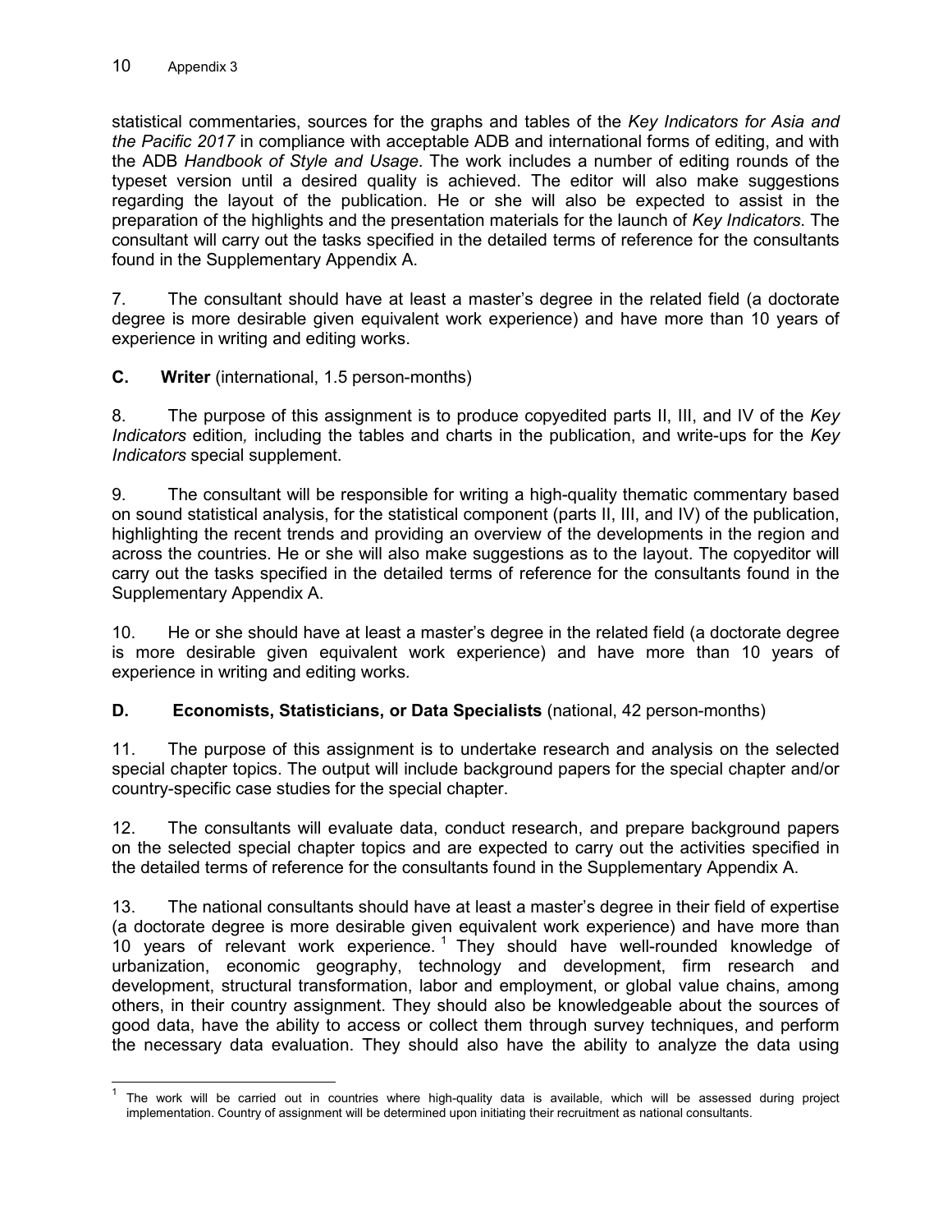statistical commentaries, sources for the graphs and tables of the *Key Indicators for Asia and the Pacific 2017* in compliance with acceptable ADB and international forms of editing, and with the ADB *Handbook of Style and Usage*. The work includes a number of editing rounds of the typeset version until a desired quality is achieved. The editor will also make suggestions regarding the layout of the publication. He or she will also be expected to assist in the preparation of the highlights and the presentation materials for the launch of *Key Indicators*. The consultant will carry out the tasks specified in the detailed terms of reference for the consultants found in the Supplementary Appendix A.

7. The consultant should have at least a master's degree in the related field (a doctorate degree is more desirable given equivalent work experience) and have more than 10 years of experience in writing and editing works.

**C. Writer** (international, 1.5 person-months)

8. The purpose of this assignment is to produce copyedited parts II, III, and IV of the *Key Indicators* edition, including the tables and charts in the publication, and write-ups for the *Key Indicators* special supplement.

9. The consultant will be responsible for writing a high-quality thematic commentary based on sound statistical analysis, for the statistical component (parts II, III, and IV) of the publication, highlighting the recent trends and providing an overview of the developments in the region and across the countries. He or she will also make suggestions as to the layout. The copyeditor will carry out the tasks specified in the detailed terms of reference for the consultants found in the Supplementary Appendix A.

10. He or she should have at least a master's degree in the related field (a doctorate degree is more desirable given equivalent work experience) and have more than 10 years of experience in writing and editing works.

**D. Economists, Statisticians, or Data Specialists** (national, 42 person-months)

11. The purpose of this assignment is to undertake research and analysis on the selected special chapter topics. The output will include background papers for the special chapter and/or country-specific case studies for the special chapter.

12. The consultants will evaluate data, conduct research, and prepare background papers on the selected special chapter topics and are expected to carry out the activities specified in the detailed terms of reference for the consultants found in the Supplementary Appendix A.

13. The national consultants should have at least a master's degree in their field of expertise (a doctorate degree is more desirable given equivalent work experience) and have more than 10 years of relevant work experience.[1] They should have well-rounded knowledge of urbanization, economic geography, technology and development, firm research and development, structural transformation, labor and employment, or global value chains, among others, in their country assignment. They should also be knowledgeable about the sources of good data, have the ability to access or collect them through survey techniques, and perform the necessary data evaluation. They should also have the ability to analyze the data using

[1] The work will be carried out in countries where high-quality data is available, which will be assessed during project implementation. Country of assignment will be determined upon initiating their recruitment as national consultants.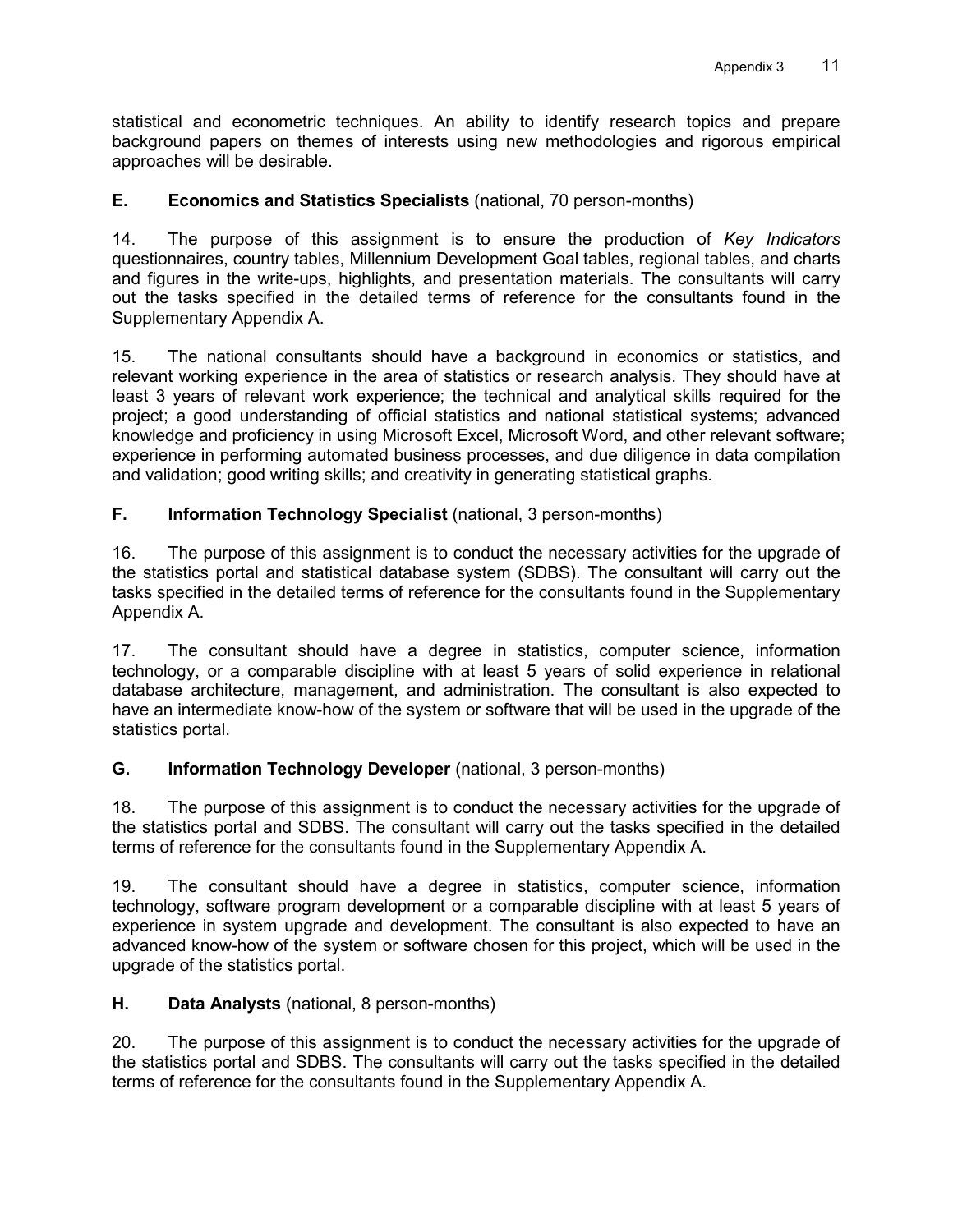statistical and econometric techniques. An ability to identify research topics and prepare background papers on themes of interests using new methodologies and rigorous empirical approaches will be desirable.

### E. **Economics and Statistics Specialists** (national, 70 person-months)

14. The purpose of this assignment is to ensure the production of *Key Indicators* questionnaires, country tables, Millennium Development Goal tables, regional tables, and charts and figures in the write-ups, highlights, and presentation materials. The consultants will carry out the tasks specified in the detailed terms of reference for the consultants found in the Supplementary Appendix A.

15. The national consultants should have a background in economics or statistics, and relevant working experience in the area of statistics or research analysis. They should have at least 3 years of relevant work experience; the technical and analytical skills required for the project; a good understanding of official statistics and national statistical systems; advanced knowledge and proficiency in using Microsoft Excel, Microsoft Word, and other relevant software; experience in performing automated business processes, and due diligence in data compilation and validation; good writing skills; and creativity in generating statistical graphs.

### F. **Information Technology Specialist** (national, 3 person-months)

16. The purpose of this assignment is to conduct the necessary activities for the upgrade of the statistics portal and statistical database system (SDBS). The consultant will carry out the tasks specified in the detailed terms of reference for the consultants found in the Supplementary Appendix A.

17. The consultant should have a degree in statistics, computer science, information technology, or a comparable discipline with at least 5 years of solid experience in relational database architecture, management, and administration. The consultant is also expected to have an intermediate know-how of the system or software that will be used in the upgrade of the statistics portal.

### G. **Information Technology Developer** (national, 3 person-months)

18. The purpose of this assignment is to conduct the necessary activities for the upgrade of the statistics portal and SDBS. The consultant will carry out the tasks specified in the detailed terms of reference for the consultants found in the Supplementary Appendix A.

19. The consultant should have a degree in statistics, computer science, information technology, software program development or a comparable discipline with at least 5 years of experience in system upgrade and development. The consultant is also expected to have an advanced know-how of the system or software chosen for this project, which will be used in the upgrade of the statistics portal.

### H. **Data Analysts** (national, 8 person-months)

20. The purpose of this assignment is to conduct the necessary activities for the upgrade of the statistics portal and SDBS. The consultants will carry out the tasks specified in the detailed terms of reference for the consultants found in the Supplementary Appendix A.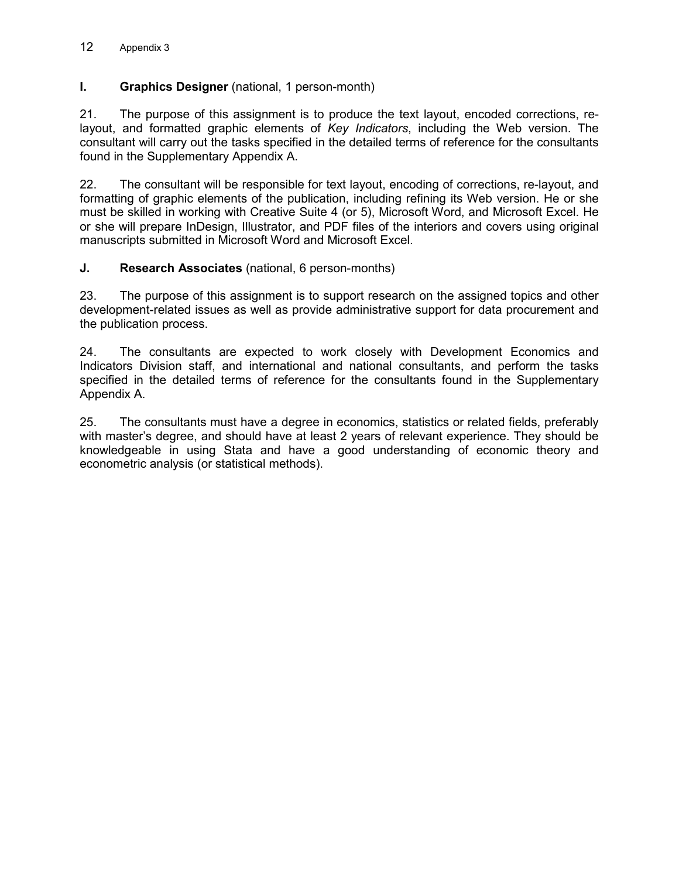### I. **Graphics Designer** (national, 1 person-month)

21. The purpose of this assignment is to produce the text layout, encoded corrections, re-layout, and formatted graphic elements of *Key Indicators*, including the Web version. The consultant will carry out the tasks specified in the detailed terms of reference for the consultants found in the Supplementary Appendix A.

22. The consultant will be responsible for text layout, encoding of corrections, re-layout, and formatting of graphic elements of the publication, including refining its Web version. He or she must be skilled in working with Creative Suite 4 (or 5), Microsoft Word, and Microsoft Excel. He or she will prepare InDesign, Illustrator, and PDF files of the interiors and covers using original manuscripts submitted in Microsoft Word and Microsoft Excel.

### J. **Research Associates** (national, 6 person-months)

23. The purpose of this assignment is to support research on the assigned topics and other development-related issues as well as provide administrative support for data procurement and the publication process.

24. The consultants are expected to work closely with Development Economics and Indicators Division staff, and international and national consultants, and perform the tasks specified in the detailed terms of reference for the consultants found in the Supplementary Appendix A.

25. The consultants must have a degree in economics, statistics or related fields, preferably with master's degree, and should have at least 2 years of relevant experience. They should be knowledgeable in using Stata and have a good understanding of economic theory and econometric analysis (or statistical methods).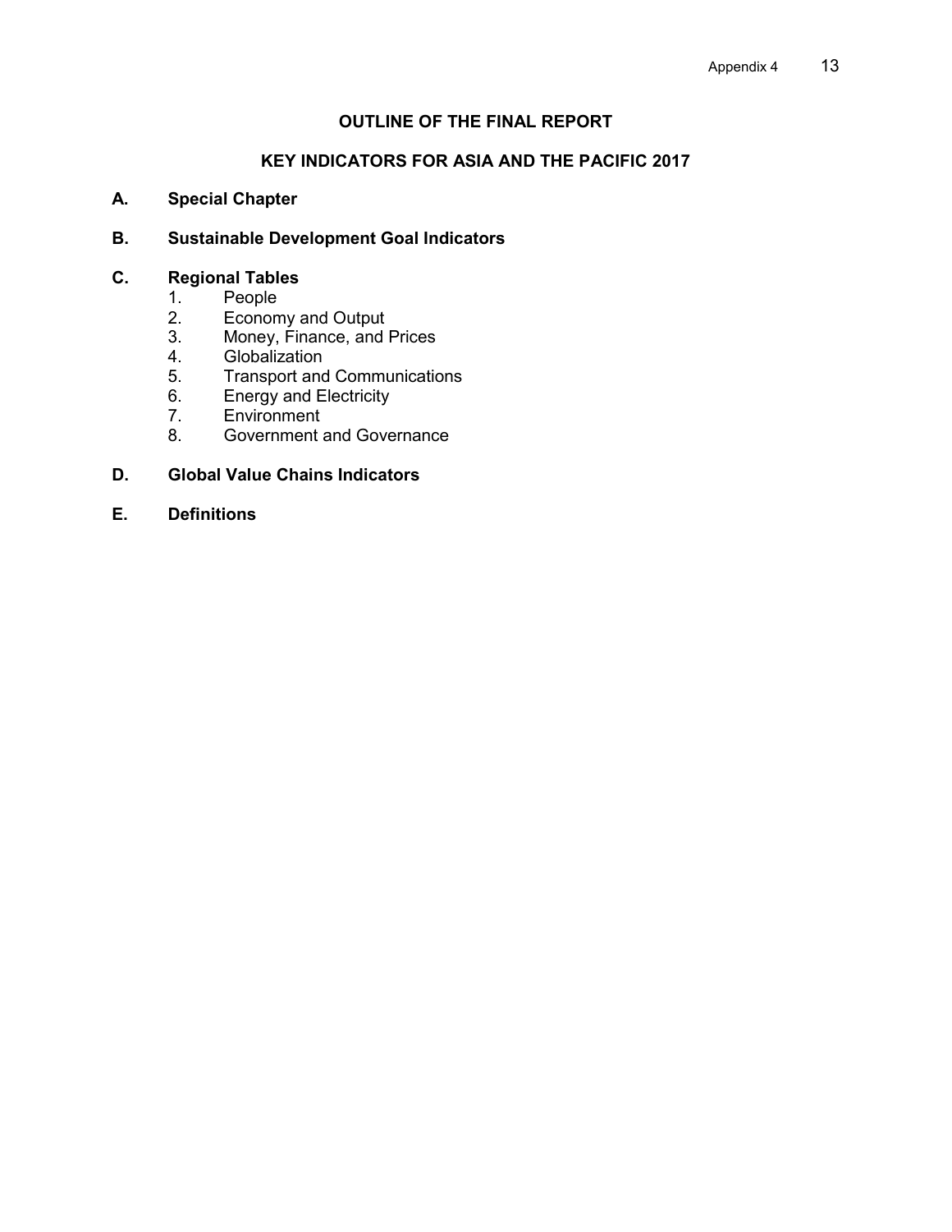# OUTLINE OF THE FINAL REPORT

## KEY INDICATORS FOR ASIA AND THE PACIFIC 2017

**A. Special Chapter**

**B. Sustainable Development Goal Indicators**

**C. Regional Tables**

1. People
2. Economy and Output
3. Money, Finance, and Prices
4. Globalization
5. Transport and Communications
6. Energy and Electricity
7. Environment
8. Government and Governance

**D. Global Value Chains Indicators**

**E. Definitions**